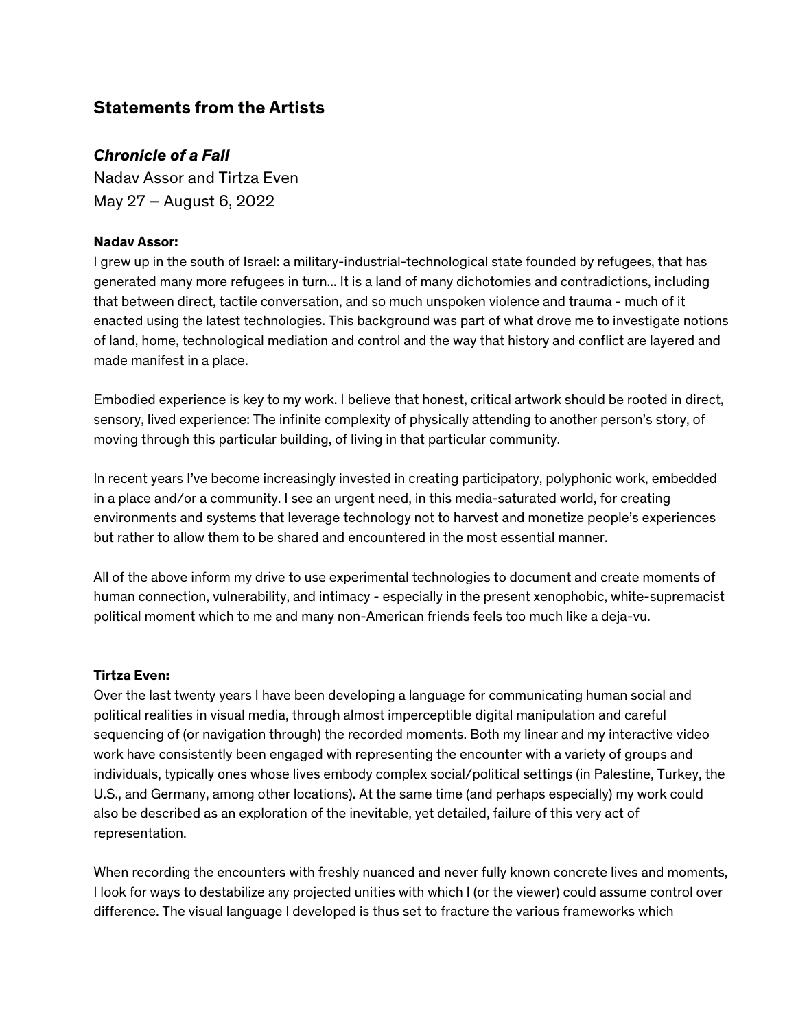## Statements from the Artists

### *Chronicle of a Fall*

Nadav Assor and Tirtza Even
May 27 – August 6, 2022

**Nadav Assor:**
I grew up in the south of Israel: a military-industrial-technological state founded by refugees, that has generated many more refugees in turn... It is a land of many dichotomies and contradictions, including that between direct, tactile conversation, and so much unspoken violence and trauma - much of it enacted using the latest technologies. This background was part of what drove me to investigate notions of land, home, technological mediation and control and the way that history and conflict are layered and made manifest in a place.

Embodied experience is key to my work. I believe that honest, critical artwork should be rooted in direct, sensory, lived experience: The infinite complexity of physically attending to another person's story, of moving through this particular building, of living in that particular community.

In recent years I've become increasingly invested in creating participatory, polyphonic work, embedded in a place and/or a community. I see an urgent need, in this media-saturated world, for creating environments and systems that leverage technology not to harvest and monetize people's experiences but rather to allow them to be shared and encountered in the most essential manner.

All of the above inform my drive to use experimental technologies to document and create moments of human connection, vulnerability, and intimacy - especially in the present xenophobic, white-supremacist political moment which to me and many non-American friends feels too much like a deja-vu.

**Tirtza Even:**
Over the last twenty years I have been developing a language for communicating human social and political realities in visual media, through almost imperceptible digital manipulation and careful sequencing of (or navigation through) the recorded moments. Both my linear and my interactive video work have consistently been engaged with representing the encounter with a variety of groups and individuals, typically ones whose lives embody complex social/political settings (in Palestine, Turkey, the U.S., and Germany, among other locations). At the same time (and perhaps especially) my work could also be described as an exploration of the inevitable, yet detailed, failure of this very act of representation.

When recording the encounters with freshly nuanced and never fully known concrete lives and moments, I look for ways to destabilize any projected unities with which I (or the viewer) could assume control over difference. The visual language I developed is thus set to fracture the various frameworks which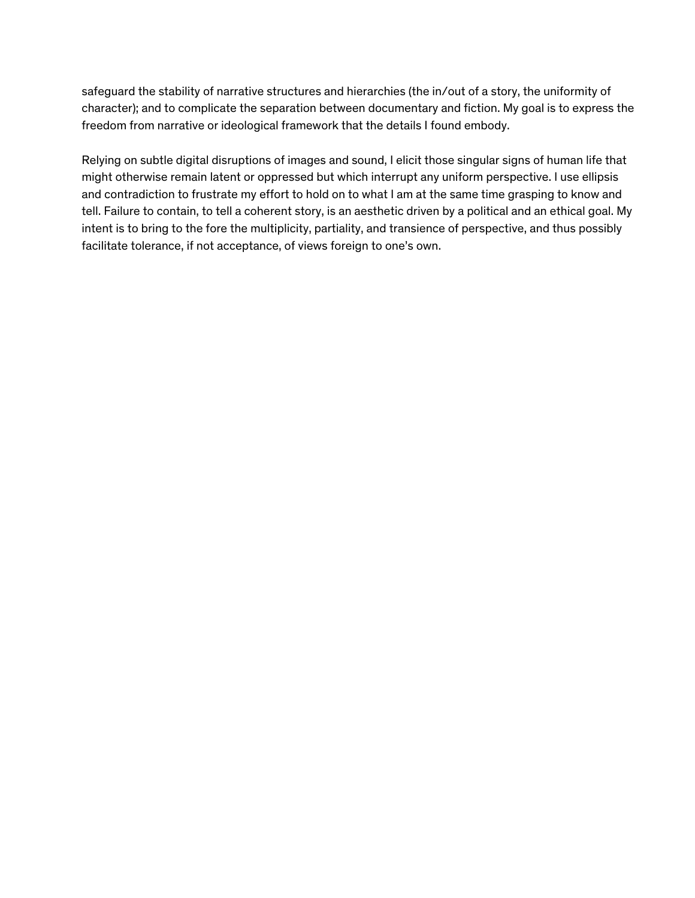safeguard the stability of narrative structures and hierarchies (the in/out of a story, the uniformity of character); and to complicate the separation between documentary and fiction. My goal is to express the freedom from narrative or ideological framework that the details I found embody.

Relying on subtle digital disruptions of images and sound, I elicit those singular signs of human life that might otherwise remain latent or oppressed but which interrupt any uniform perspective. I use ellipsis and contradiction to frustrate my effort to hold on to what I am at the same time grasping to know and tell. Failure to contain, to tell a coherent story, is an aesthetic driven by a political and an ethical goal. My intent is to bring to the fore the multiplicity, partiality, and transience of perspective, and thus possibly facilitate tolerance, if not acceptance, of views foreign to one's own.